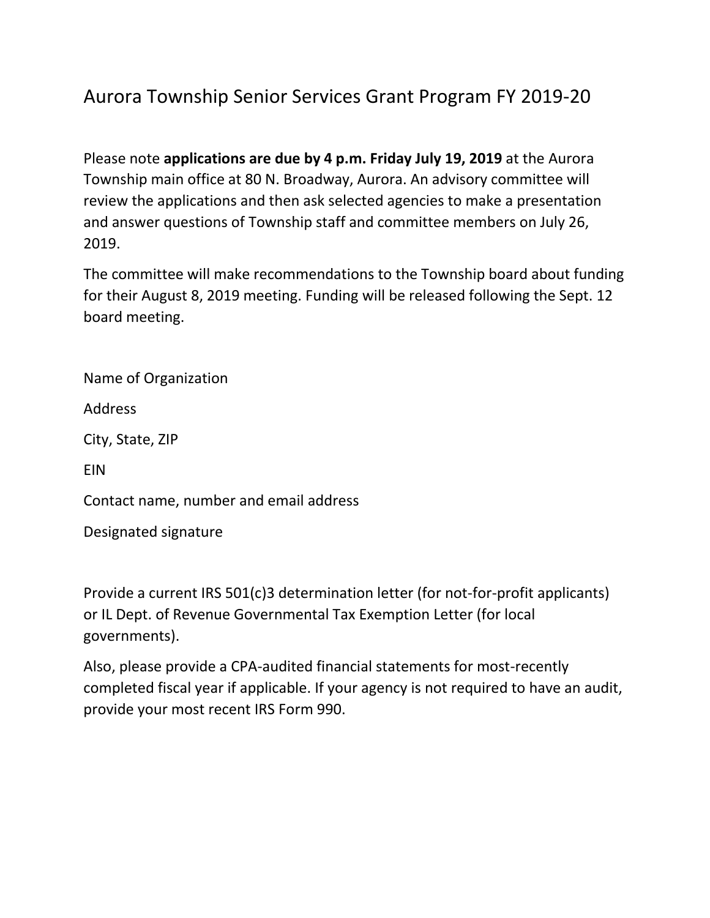# Aurora Township Senior Services Grant Program FY 2019-20

Please note **applications are due by 4 p.m. Friday July 19, 2019** at the Aurora Township main office at 80 N. Broadway, Aurora. An advisory committee will review the applications and then ask selected agencies to make a presentation and answer questions of Township staff and committee members on July 26, 2019.

The committee will make recommendations to the Township board about funding for their August 8, 2019 meeting. Funding will be released following the Sept. 12 board meeting.

Name of Organization

Address

City, State, ZIP

EIN

Contact name, number and email address

Designated signature

Provide a current IRS 501(c)3 determination letter (for not-for-profit applicants) or IL Dept. of Revenue Governmental Tax Exemption Letter (for local governments).

Also, please provide a CPA-audited financial statements for most-recently completed fiscal year if applicable. If your agency is not required to have an audit, provide your most recent IRS Form 990.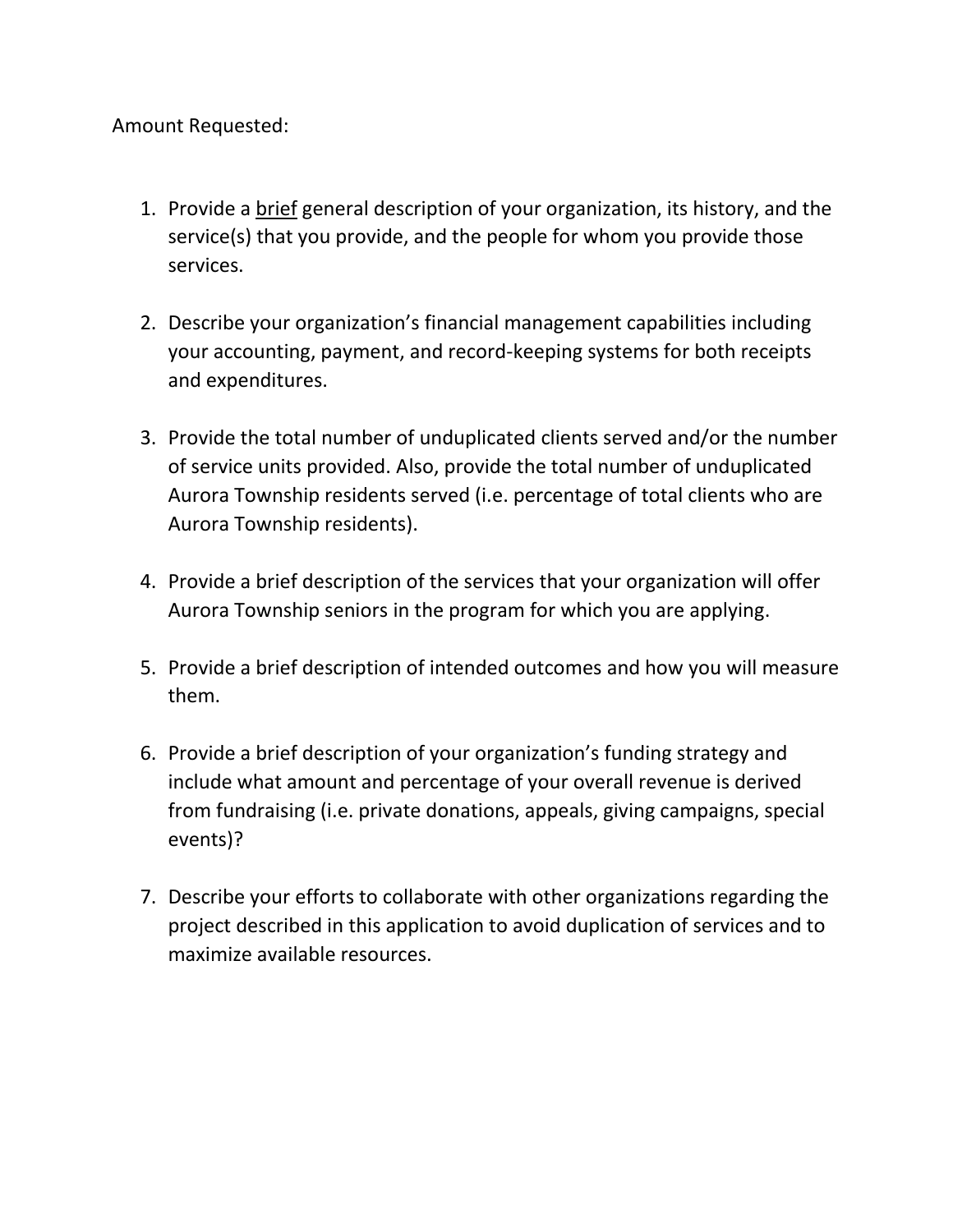Amount Requested:

1. Provide a <u>brief</u> general description of your organization, its history, and the service(s) that you provide, and the people for whom you provide those services.

2. Describe your organization's financial management capabilities including your accounting, payment, and record-keeping systems for both receipts and expenditures.

3. Provide the total number of unduplicated clients served and/or the number of service units provided. Also, provide the total number of unduplicated Aurora Township residents served (i.e. percentage of total clients who are Aurora Township residents).

4. Provide a brief description of the services that your organization will offer Aurora Township seniors in the program for which you are applying.

5. Provide a brief description of intended outcomes and how you will measure them.

6. Provide a brief description of your organization's funding strategy and include what amount and percentage of your overall revenue is derived from fundraising (i.e. private donations, appeals, giving campaigns, special events)?

7. Describe your efforts to collaborate with other organizations regarding the project described in this application to avoid duplication of services and to maximize available resources.